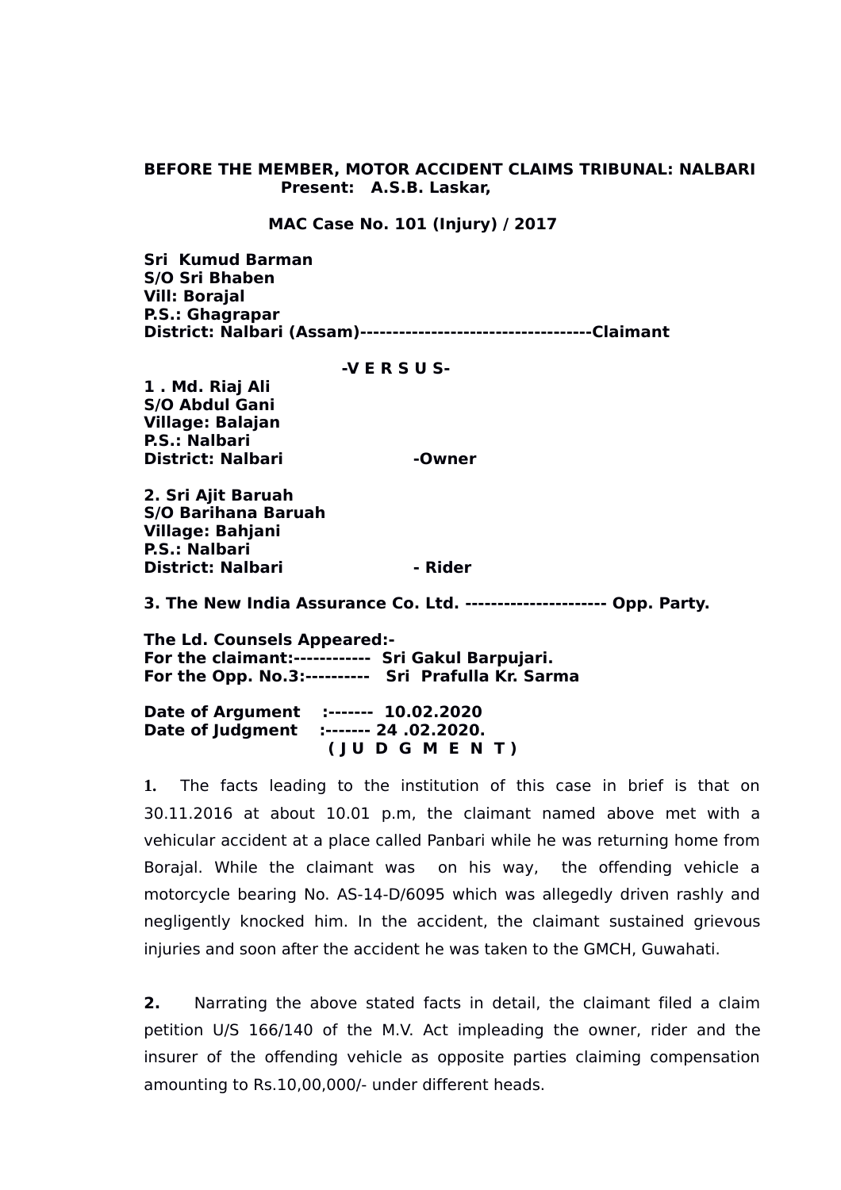**BEFORE THE MEMBER, MOTOR ACCIDENT CLAIMS TRIBUNAL: NALBARI**
**Present: A.S.B. Laskar,**

**MAC Case No. 101 (Injury) / 2017**

**Sri Kumud Barman**
**S/O Sri Bhaben**
**Vill: Borajal**
**P.S.: Ghagrapar**
**District: Nalbari (Assam)------------------------------------Claimant**

**-V E R S U S-**

**1 . Md. Riaj Ali**
**S/O Abdul Gani**
**Village: Balajan**
**P.S.: Nalbari**
**District: Nalbari -Owner**

**2. Sri Ajit Baruah**
**S/O Barihana Baruah**
**Village: Bahjani**
**P.S.: Nalbari**
**District: Nalbari - Rider**

**3. The New India Assurance Co. Ltd. ---------------------- Opp. Party.**

**The Ld. Counsels Appeared:-**
**For the claimant:------------ Sri Gakul Barpujari.**
**For the Opp. No.3:---------- Sri Prafulla Kr. Sarma**

**Date of Argument :------- 10.02.2020**
**Date of Judgment :------- 24 .02.2020.**

**( J U D G M E N T )**

**1.** The facts leading to the institution of this case in brief is that on 30.11.2016 at about 10.01 p.m, the claimant named above met with a vehicular accident at a place called Panbari while he was returning home from Borajal. While the claimant was on his way, the offending vehicle a motorcycle bearing No. AS-14-D/6095 which was allegedly driven rashly and negligently knocked him. In the accident, the claimant sustained grievous injuries and soon after the accident he was taken to the GMCH, Guwahati.

**2.** Narrating the above stated facts in detail, the claimant filed a claim petition U/S 166/140 of the M.V. Act impleading the owner, rider and the insurer of the offending vehicle as opposite parties claiming compensation amounting to Rs.10,00,000/- under different heads.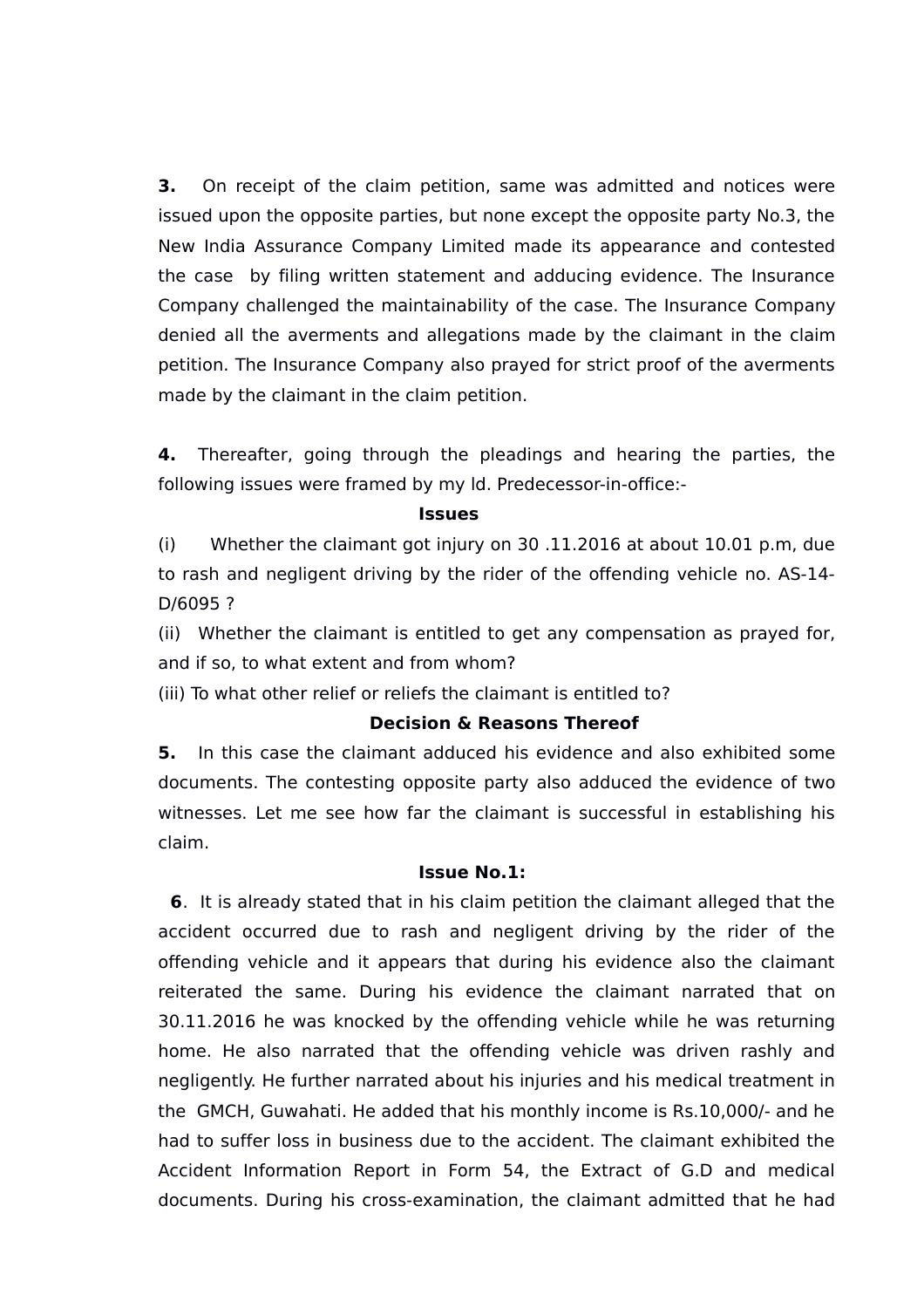**3.** On receipt of the claim petition, same was admitted and notices were issued upon the opposite parties, but none except the opposite party No.3, the New India Assurance Company Limited made its appearance and contested the case by filing written statement and adducing evidence. The Insurance Company challenged the maintainability of the case. The Insurance Company denied all the averments and allegations made by the claimant in the claim petition. The Insurance Company also prayed for strict proof of the averments made by the claimant in the claim petition.

**4.** Thereafter, going through the pleadings and hearing the parties, the following issues were framed by my ld. Predecessor-in-office:-

**Issues**

(i) Whether the claimant got injury on 30 .11.2016 at about 10.01 p.m, due to rash and negligent driving by the rider of the offending vehicle no. AS-14-D/6095 ?

(ii) Whether the claimant is entitled to get any compensation as prayed for, and if so, to what extent and from whom?

(iii) To what other relief or reliefs the claimant is entitled to?

**Decision & Reasons Thereof**

**5.** In this case the claimant adduced his evidence and also exhibited some documents. The contesting opposite party also adduced the evidence of two witnesses. Let me see how far the claimant is successful in establishing his claim.

**Issue No.1:**

**6**. It is already stated that in his claim petition the claimant alleged that the accident occurred due to rash and negligent driving by the rider of the offending vehicle and it appears that during his evidence also the claimant reiterated the same. During his evidence the claimant narrated that on 30.11.2016 he was knocked by the offending vehicle while he was returning home. He also narrated that the offending vehicle was driven rashly and negligently. He further narrated about his injuries and his medical treatment in the GMCH, Guwahati. He added that his monthly income is Rs.10,000/- and he had to suffer loss in business due to the accident. The claimant exhibited the Accident Information Report in Form 54, the Extract of G.D and medical documents. During his cross-examination, the claimant admitted that he had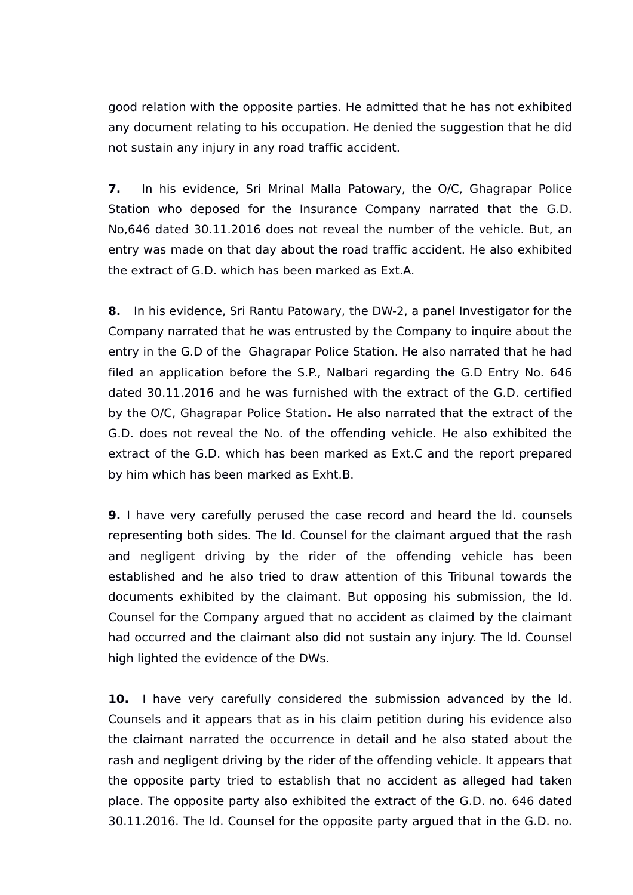good relation with the opposite parties. He admitted that he has not exhibited any document relating to his occupation. He denied the suggestion that he did not sustain any injury in any road traffic accident.

**7.** In his evidence, Sri Mrinal Malla Patowary, the O/C, Ghagrapar Police Station who deposed for the Insurance Company narrated that the G.D. No,646 dated 30.11.2016 does not reveal the number of the vehicle. But, an entry was made on that day about the road traffic accident. He also exhibited the extract of G.D. which has been marked as Ext.A.

**8.** In his evidence, Sri Rantu Patowary, the DW-2, a panel Investigator for the Company narrated that he was entrusted by the Company to inquire about the entry in the G.D of the Ghagrapar Police Station. He also narrated that he had filed an application before the S.P., Nalbari regarding the G.D Entry No. 646 dated 30.11.2016 and he was furnished with the extract of the G.D. certified by the O/C, Ghagrapar Police Station**.** He also narrated that the extract of the G.D. does not reveal the No. of the offending vehicle. He also exhibited the extract of the G.D. which has been marked as Ext.C and the report prepared by him which has been marked as Exht.B.

**9.** I have very carefully perused the case record and heard the ld. counsels representing both sides. The ld. Counsel for the claimant argued that the rash and negligent driving by the rider of the offending vehicle has been established and he also tried to draw attention of this Tribunal towards the documents exhibited by the claimant. But opposing his submission, the ld. Counsel for the Company argued that no accident as claimed by the claimant had occurred and the claimant also did not sustain any injury. The ld. Counsel high lighted the evidence of the DWs.

**10.** I have very carefully considered the submission advanced by the ld. Counsels and it appears that as in his claim petition during his evidence also the claimant narrated the occurrence in detail and he also stated about the rash and negligent driving by the rider of the offending vehicle. It appears that the opposite party tried to establish that no accident as alleged had taken place. The opposite party also exhibited the extract of the G.D. no. 646 dated 30.11.2016. The ld. Counsel for the opposite party argued that in the G.D. no.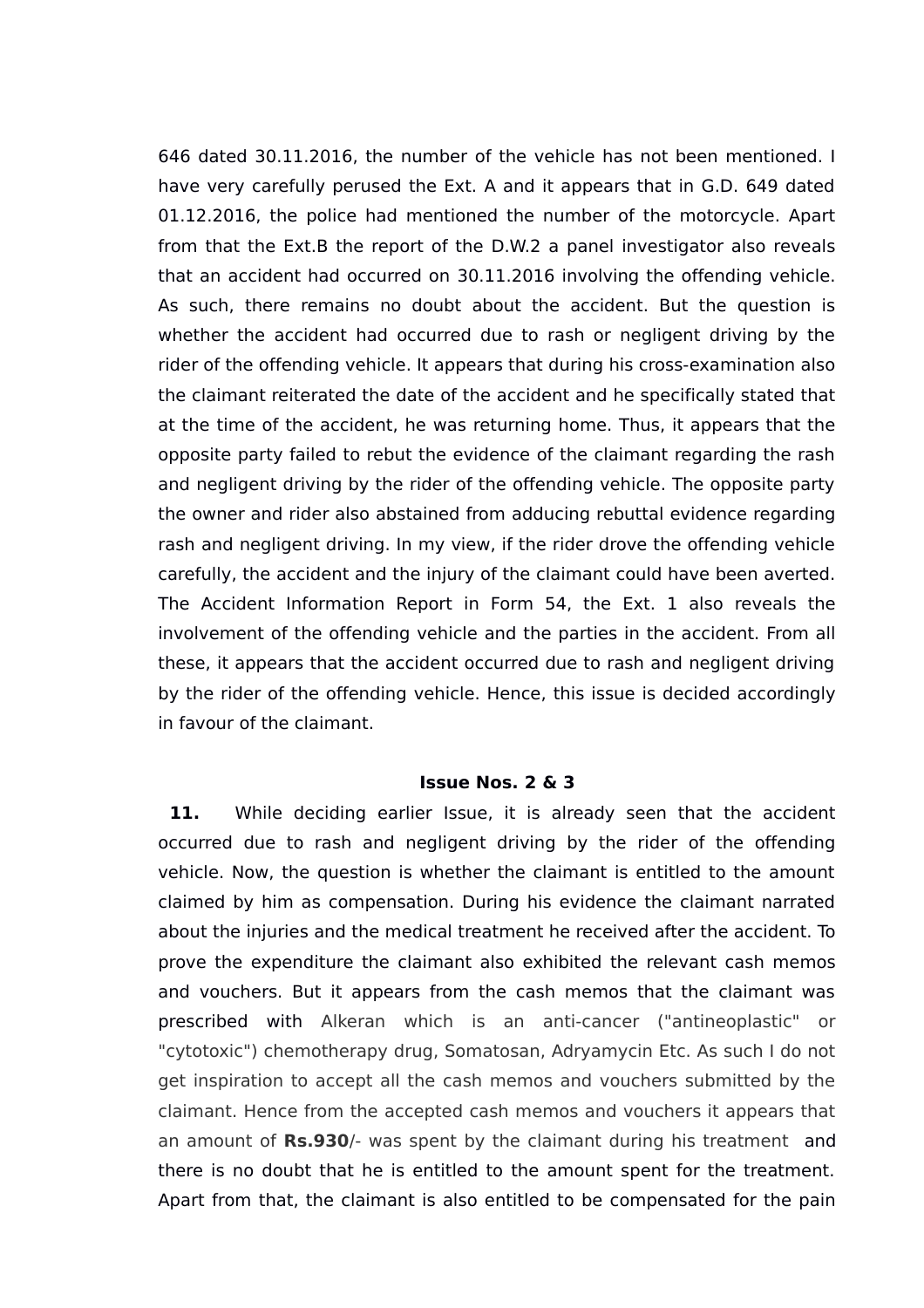646 dated 30.11.2016, the number of the vehicle has not been mentioned. I have very carefully perused the Ext. A and it appears that in G.D. 649 dated 01.12.2016, the police had mentioned the number of the motorcycle. Apart from that the Ext.B the report of the D.W.2 a panel investigator also reveals that an accident had occurred on 30.11.2016 involving the offending vehicle. As such, there remains no doubt about the accident. But the question is whether the accident had occurred due to rash or negligent driving by the rider of the offending vehicle. It appears that during his cross-examination also the claimant reiterated the date of the accident and he specifically stated that at the time of the accident, he was returning home. Thus, it appears that the opposite party failed to rebut the evidence of the claimant regarding the rash and negligent driving by the rider of the offending vehicle. The opposite party the owner and rider also abstained from adducing rebuttal evidence regarding rash and negligent driving. In my view, if the rider drove the offending vehicle carefully, the accident and the injury of the claimant could have been averted. The Accident Information Report in Form 54, the Ext. 1 also reveals the involvement of the offending vehicle and the parties in the accident. From all these, it appears that the accident occurred due to rash and negligent driving by the rider of the offending vehicle. Hence, this issue is decided accordingly in favour of the claimant.

**Issue Nos. 2 & 3**

**11.** While deciding earlier Issue, it is already seen that the accident occurred due to rash and negligent driving by the rider of the offending vehicle. Now, the question is whether the claimant is entitled to the amount claimed by him as compensation. During his evidence the claimant narrated about the injuries and the medical treatment he received after the accident. To prove the expenditure the claimant also exhibited the relevant cash memos and vouchers. But it appears from the cash memos that the claimant was prescribed with Alkeran which is an anti-cancer ("antineoplastic" or "cytotoxic") chemotherapy drug, Somatosan, Adryamycin Etc. As such I do not get inspiration to accept all the cash memos and vouchers submitted by the claimant. Hence from the accepted cash memos and vouchers it appears that an amount of **Rs.930**/- was spent by the claimant during his treatment and there is no doubt that he is entitled to the amount spent for the treatment. Apart from that, the claimant is also entitled to be compensated for the pain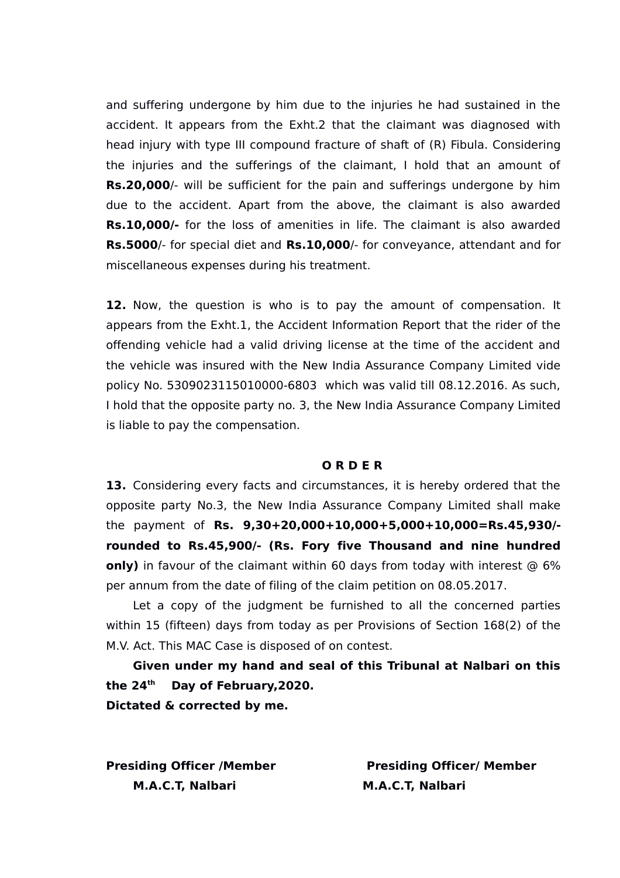and suffering undergone by him due to the injuries he had sustained in the accident. It appears from the Exht.2 that the claimant was diagnosed with head injury with type III compound fracture of shaft of (R) Fibula. Considering the injuries and the sufferings of the claimant, I hold that an amount of **Rs.20,000**/- will be sufficient for the pain and sufferings undergone by him due to the accident. Apart from the above, the claimant is also awarded **Rs.10,000/-** for the loss of amenities in life. The claimant is also awarded **Rs.5000**/- for special diet and **Rs.10,000**/- for conveyance, attendant and for miscellaneous expenses during his treatment.

**12.** Now, the question is who is to pay the amount of compensation. It appears from the Exht.1, the Accident Information Report that the rider of the offending vehicle had a valid driving license at the time of the accident and the vehicle was insured with the New India Assurance Company Limited vide policy No. 5309023115010000-6803 which was valid till 08.12.2016. As such, I hold that the opposite party no. 3, the New India Assurance Company Limited is liable to pay the compensation.

**O R D E R**

**13.** Considering every facts and circumstances, it is hereby ordered that the opposite party No.3, the New India Assurance Company Limited shall make the payment of **Rs. 9,30+20,000+10,000+5,000+10,000=Rs.45,930/- rounded to Rs.45,900/- (Rs. Fory five Thousand and nine hundred only)** in favour of the claimant within 60 days from today with interest @ 6% per annum from the date of filing of the claim petition on 08.05.2017.

Let a copy of the judgment be furnished to all the concerned parties within 15 (fifteen) days from today as per Provisions of Section 168(2) of the M.V. Act. This MAC Case is disposed of on contest.

**Given under my hand and seal of this Tribunal at Nalbari on this the 24th Day of February,2020.**
**Dictated & corrected by me.**

**Presiding Officer /Member**
**M.A.C.T, Nalbari**

**Presiding Officer/ Member**
**M.A.C.T, Nalbari**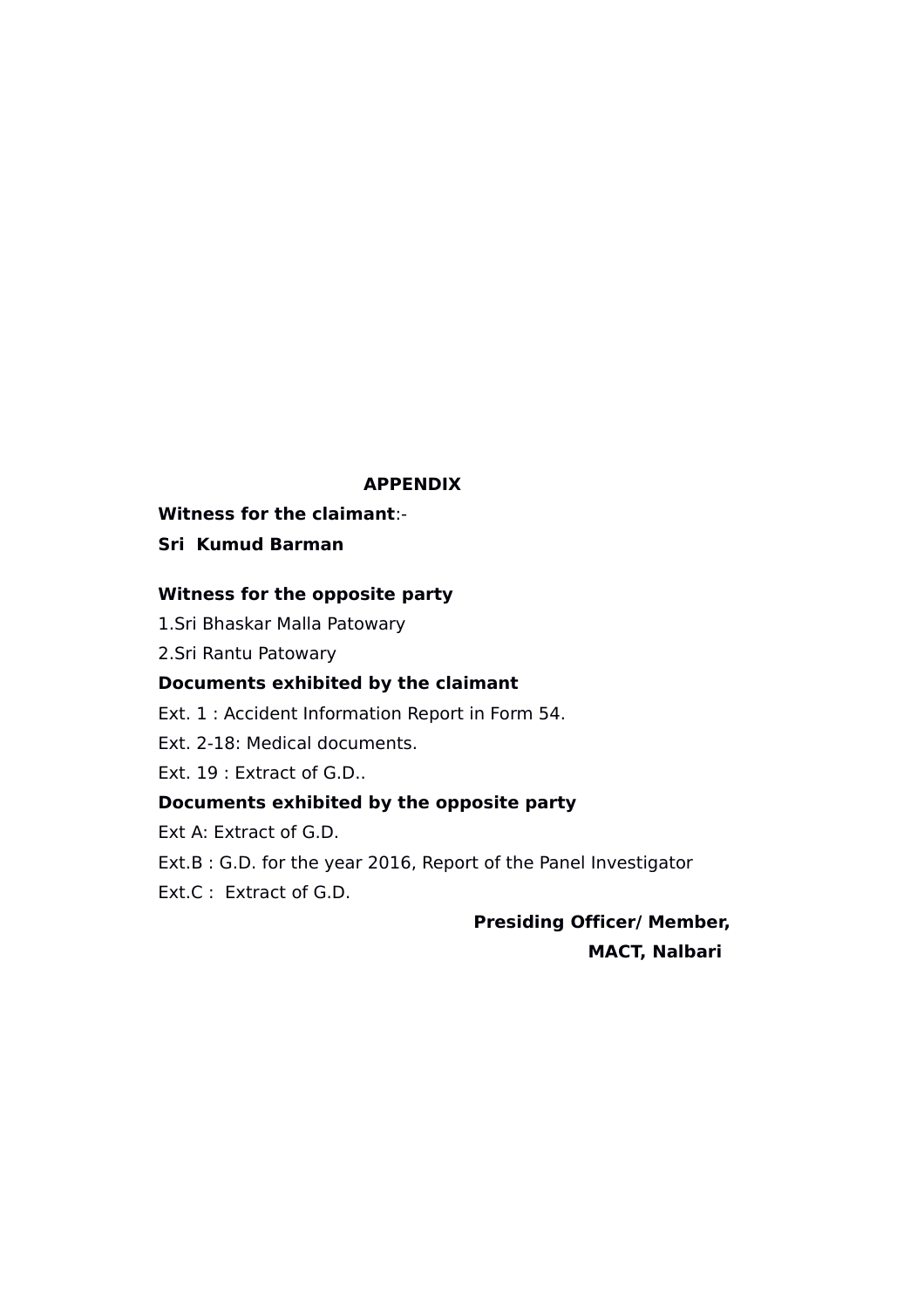## APPENDIX

**Witness for the claimant**:-

**Sri Kumud Barman**

**Witness for the opposite party**

1.Sri Bhaskar Malla Patowary

2.Sri Rantu Patowary

**Documents exhibited by the claimant**

Ext. 1 : Accident Information Report in Form 54.

Ext. 2-18: Medical documents.

Ext. 19 : Extract of G.D..

**Documents exhibited by the opposite party**

Ext A: Extract of G.D.

Ext.B : G.D. for the year 2016, Report of the Panel Investigator

Ext.C : Extract of G.D.

**Presiding Officer/ Member,**
**MACT, Nalbari**